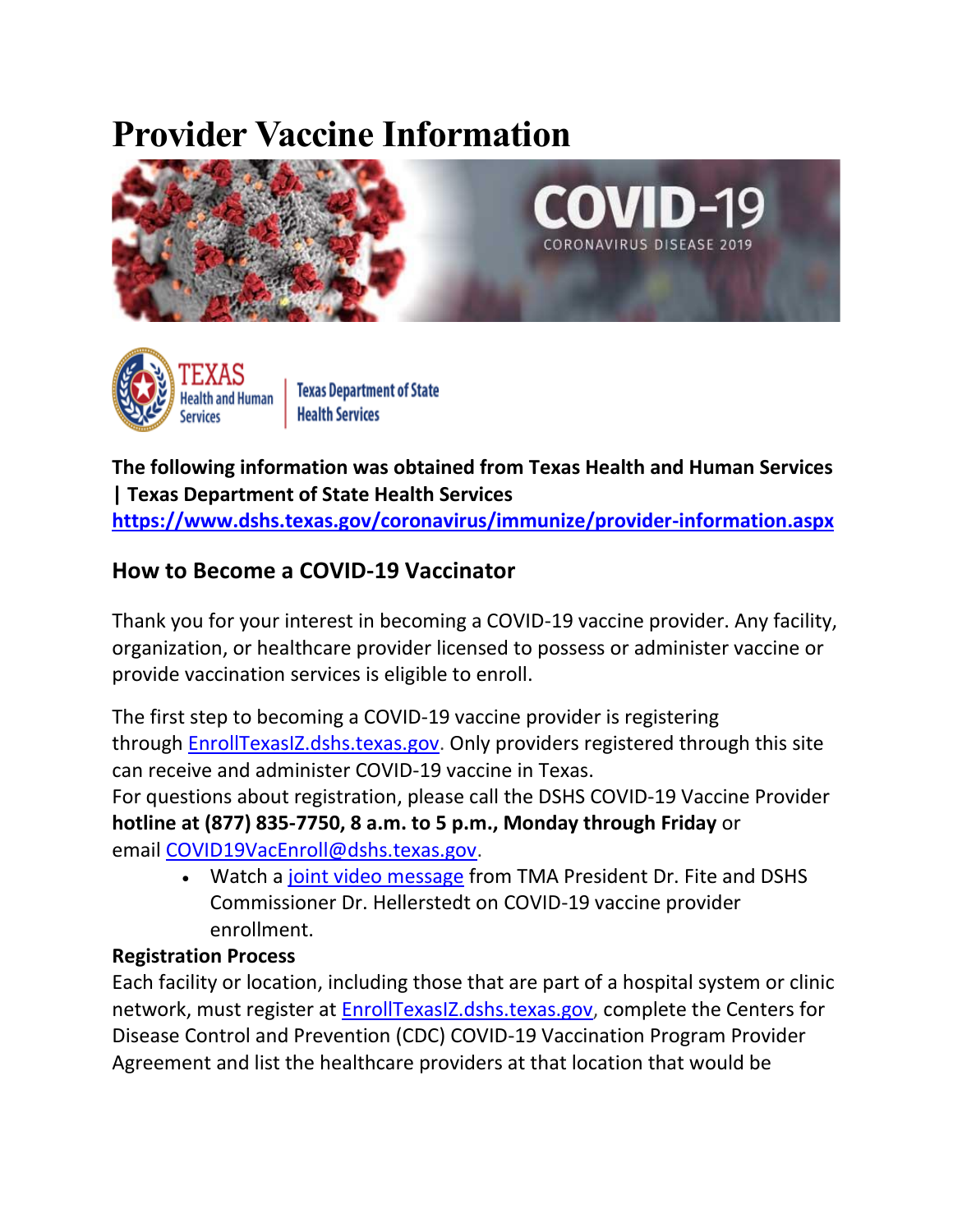# Provider Vaccine Information

**The following information was obtained from Texas Health and Human Services | Texas Department of State Health Services**
**https://www.dshs.texas.gov/coronavirus/immunize/provider-information.aspx**

## How to Become a COVID-19 Vaccinator

Thank you for your interest in becoming a COVID-19 vaccine provider. Any facility, organization, or healthcare provider licensed to possess or administer vaccine or provide vaccination services is eligible to enroll.

The first step to becoming a COVID-19 vaccine provider is registering through EnrollTexasIZ.dshs.texas.gov. Only providers registered through this site can receive and administer COVID-19 vaccine in Texas.
For questions about registration, please call the DSHS COVID-19 Vaccine Provider **hotline at (877) 835-7750, 8 a.m. to 5 p.m., Monday through Friday** or email COVID19VacEnroll@dshs.texas.gov.

- Watch a joint video message from TMA President Dr. Fite and DSHS Commissioner Dr. Hellerstedt on COVID-19 vaccine provider enrollment.

**Registration Process**
Each facility or location, including those that are part of a hospital system or clinic network, must register at EnrollTexasIZ.dshs.texas.gov, complete the Centers for Disease Control and Prevention (CDC) COVID-19 Vaccination Program Provider Agreement and list the healthcare providers at that location that would be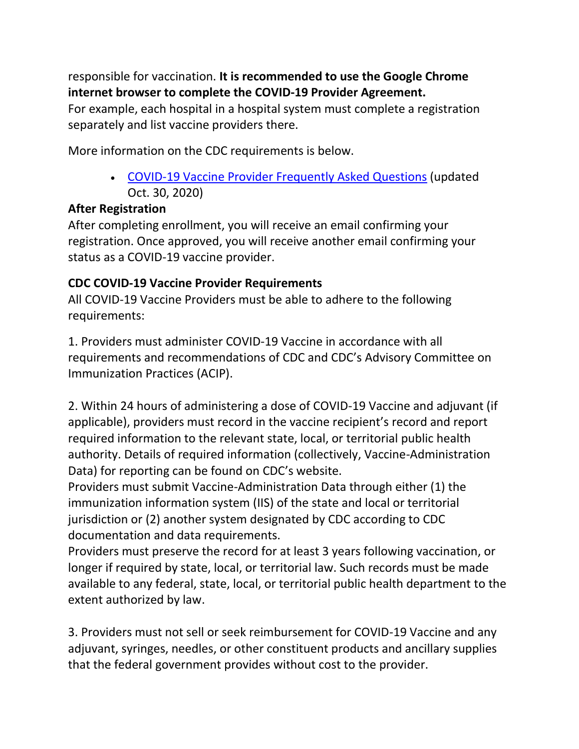responsible for vaccination. **It is recommended to use the Google Chrome internet browser to complete the COVID-19 Provider Agreement.**
For example, each hospital in a hospital system must complete a registration separately and list vaccine providers there.

More information on the CDC requirements is below.

- [COVID-19 Vaccine Provider Frequently Asked Questions](#) (updated Oct. 30, 2020)

**After Registration**
After completing enrollment, you will receive an email confirming your registration. Once approved, you will receive another email confirming your status as a COVID-19 vaccine provider.

**CDC COVID-19 Vaccine Provider Requirements**
All COVID-19 Vaccine Providers must be able to adhere to the following requirements:

1. Providers must administer COVID-19 Vaccine in accordance with all requirements and recommendations of CDC and CDC's Advisory Committee on Immunization Practices (ACIP).

2. Within 24 hours of administering a dose of COVID-19 Vaccine and adjuvant (if applicable), providers must record in the vaccine recipient's record and report required information to the relevant state, local, or territorial public health authority. Details of required information (collectively, Vaccine-Administration Data) for reporting can be found on CDC's website.
Providers must submit Vaccine-Administration Data through either (1) the immunization information system (IIS) of the state and local or territorial jurisdiction or (2) another system designated by CDC according to CDC documentation and data requirements.
Providers must preserve the record for at least 3 years following vaccination, or longer if required by state, local, or territorial law. Such records must be made available to any federal, state, local, or territorial public health department to the extent authorized by law.

3. Providers must not sell or seek reimbursement for COVID-19 Vaccine and any adjuvant, syringes, needles, or other constituent products and ancillary supplies that the federal government provides without cost to the provider.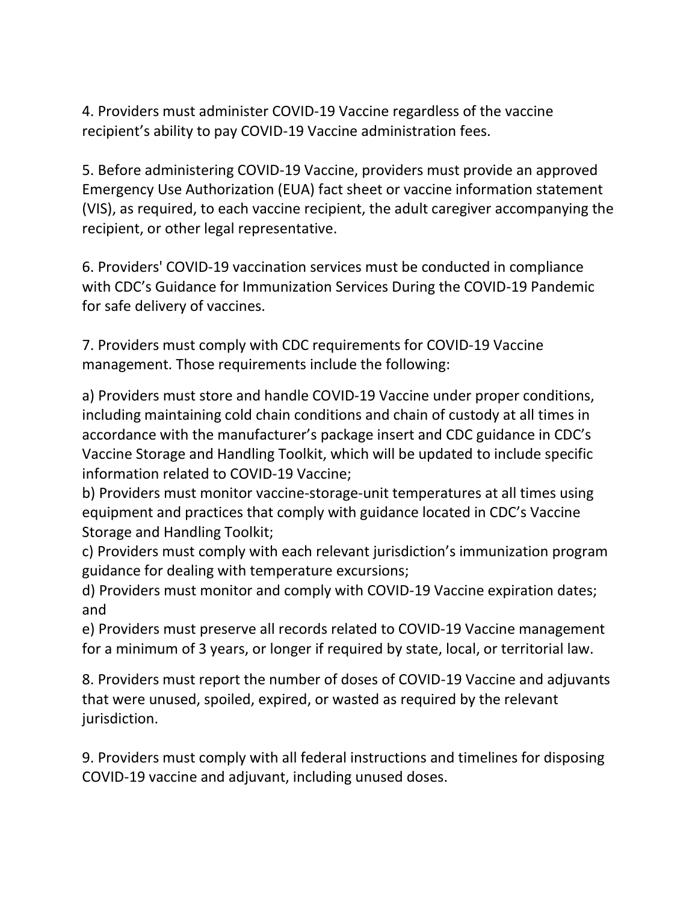4. Providers must administer COVID-19 Vaccine regardless of the vaccine recipient's ability to pay COVID-19 Vaccine administration fees.

5. Before administering COVID-19 Vaccine, providers must provide an approved Emergency Use Authorization (EUA) fact sheet or vaccine information statement (VIS), as required, to each vaccine recipient, the adult caregiver accompanying the recipient, or other legal representative.

6. Providers' COVID-19 vaccination services must be conducted in compliance with CDC's Guidance for Immunization Services During the COVID-19 Pandemic for safe delivery of vaccines.

7. Providers must comply with CDC requirements for COVID-19 Vaccine management. Those requirements include the following:

a) Providers must store and handle COVID-19 Vaccine under proper conditions, including maintaining cold chain conditions and chain of custody at all times in accordance with the manufacturer's package insert and CDC guidance in CDC's Vaccine Storage and Handling Toolkit, which will be updated to include specific information related to COVID-19 Vaccine;
b) Providers must monitor vaccine-storage-unit temperatures at all times using equipment and practices that comply with guidance located in CDC's Vaccine Storage and Handling Toolkit;
c) Providers must comply with each relevant jurisdiction's immunization program guidance for dealing with temperature excursions;
d) Providers must monitor and comply with COVID-19 Vaccine expiration dates; and
e) Providers must preserve all records related to COVID-19 Vaccine management for a minimum of 3 years, or longer if required by state, local, or territorial law.

8. Providers must report the number of doses of COVID-19 Vaccine and adjuvants that were unused, spoiled, expired, or wasted as required by the relevant jurisdiction.

9. Providers must comply with all federal instructions and timelines for disposing COVID-19 vaccine and adjuvant, including unused doses.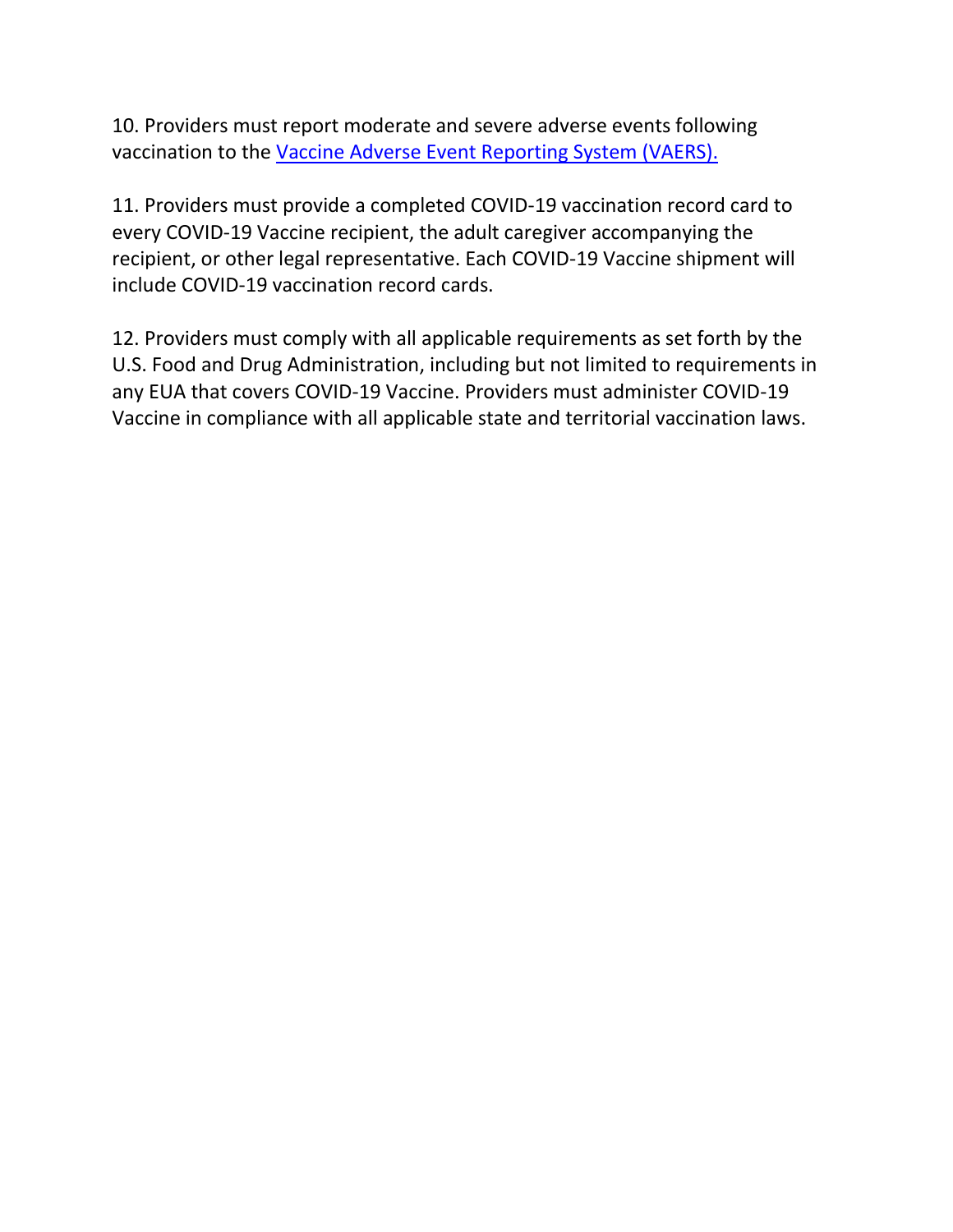10. Providers must report moderate and severe adverse events following vaccination to the [Vaccine Adverse Event Reporting System (VAERS).]()

11. Providers must provide a completed COVID-19 vaccination record card to every COVID-19 Vaccine recipient, the adult caregiver accompanying the recipient, or other legal representative. Each COVID-19 Vaccine shipment will include COVID-19 vaccination record cards.

12. Providers must comply with all applicable requirements as set forth by the U.S. Food and Drug Administration, including but not limited to requirements in any EUA that covers COVID-19 Vaccine. Providers must administer COVID-19 Vaccine in compliance with all applicable state and territorial vaccination laws.